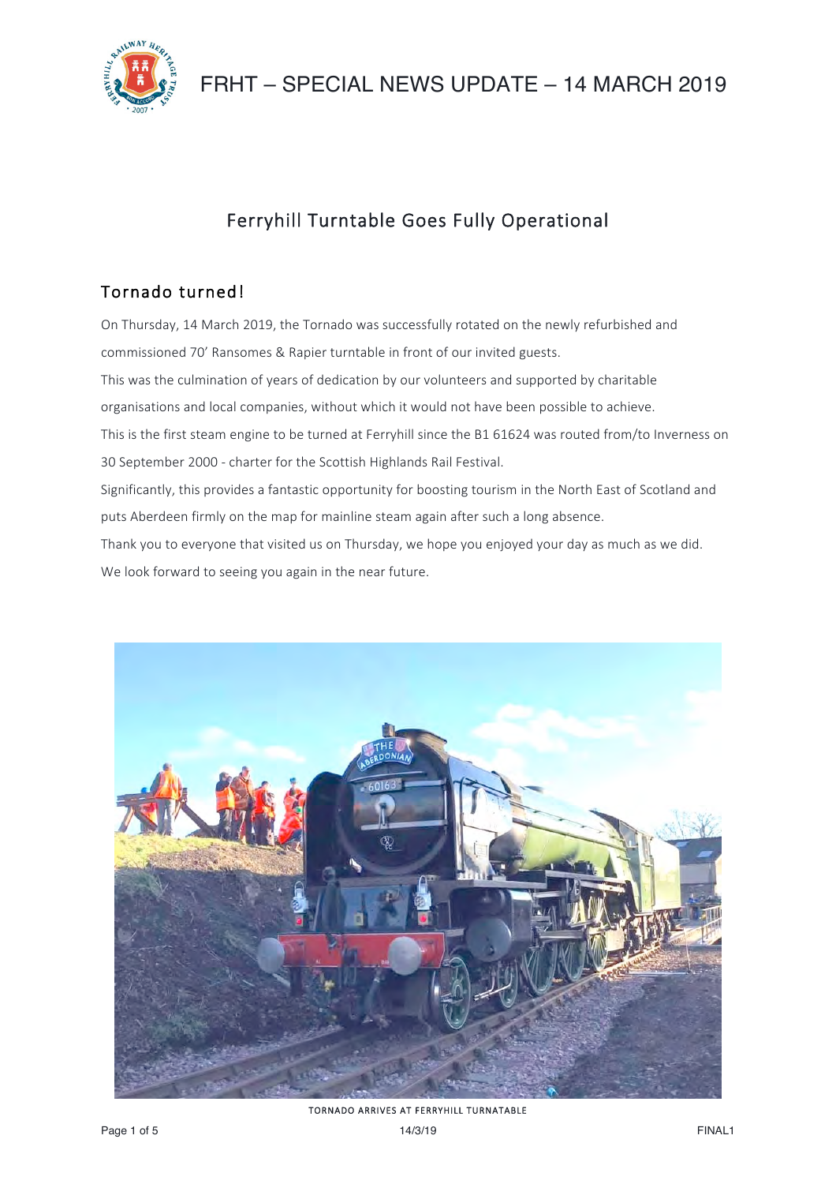# FRHT – SPECIAL NEWS UPDATE – 14 MARCH 2019

## Ferryhill Turntable Goes Fully Operational

### Tornado turned!

On Thursday, 14 March 2019, the Tornado was successfully rotated on the newly refurbished and commissioned 70' Ransomes & Rapier turntable in front of our invited guests.

This was the culmination of years of dedication by our volunteers and supported by charitable organisations and local companies, without which it would not have been possible to achieve.

This is the first steam engine to be turned at Ferryhill since the B1 61624 was routed from/to Inverness on 30 September 2000 - charter for the Scottish Highlands Rail Festival.

Significantly, this provides a fantastic opportunity for boosting tourism in the North East of Scotland and puts Aberdeen firmly on the map for mainline steam again after such a long absence.

Thank you to everyone that visited us on Thursday, we hope you enjoyed your day as much as we did. We look forward to seeing you again in the near future.

TORNADO ARRIVES AT FERRYHILL TURNATABLE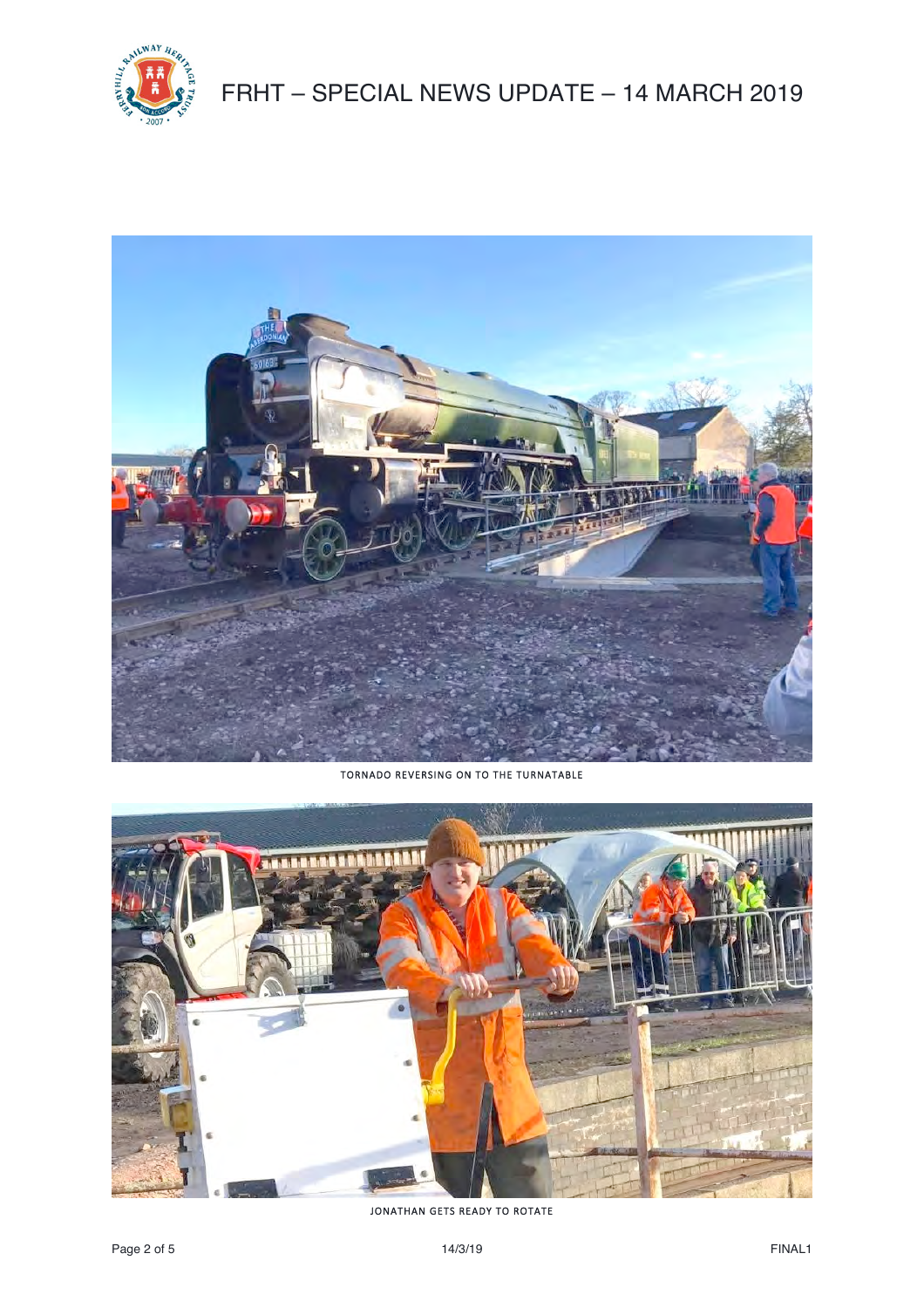TORNADO REVERSING ON TO THE TURNATABLE

JONATHAN GETS READY TO ROTATE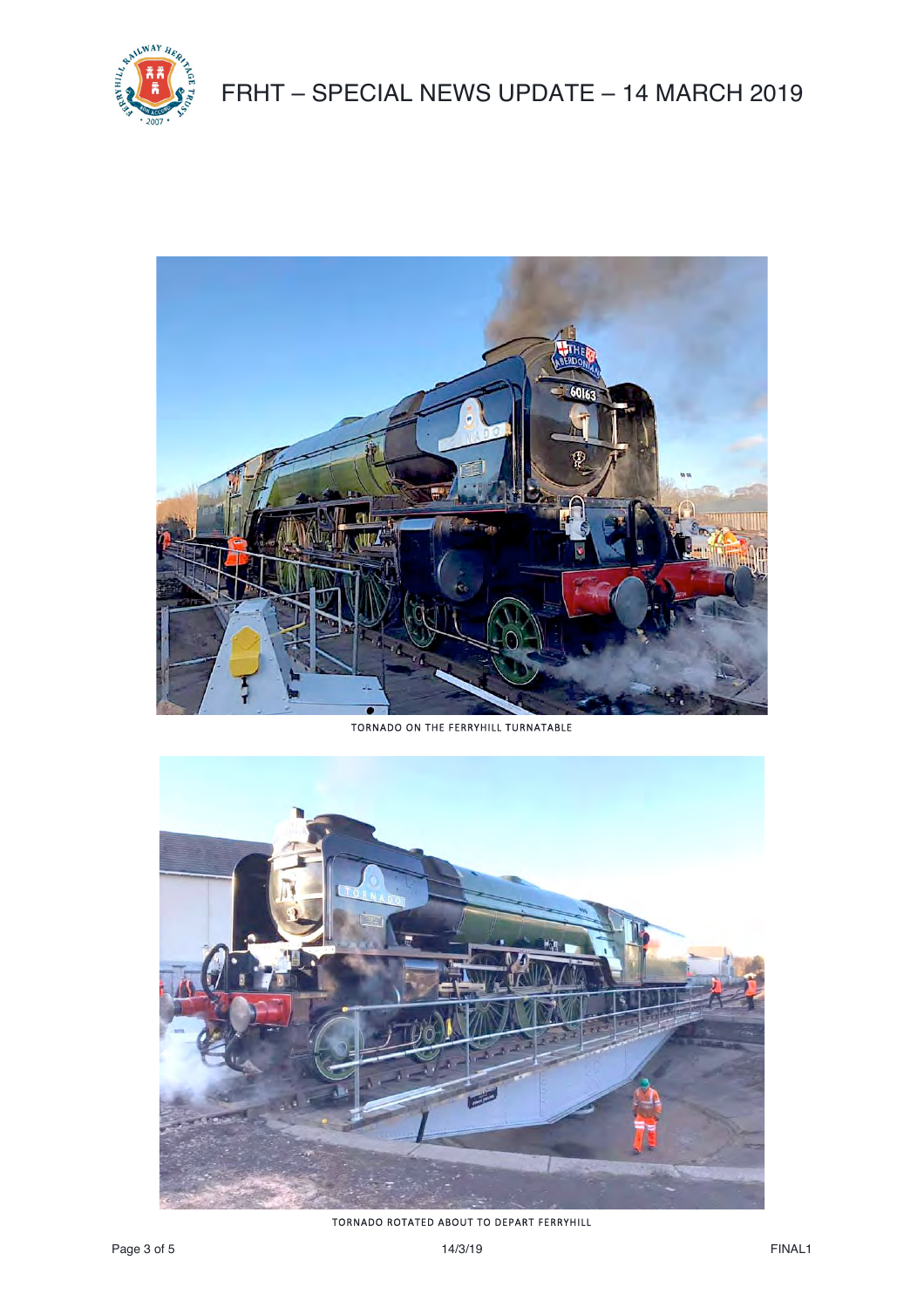TORNADO ON THE FERRYHILL TURNATABLE

TORNADO ROTATED ABOUT TO DEPART FERRYHILL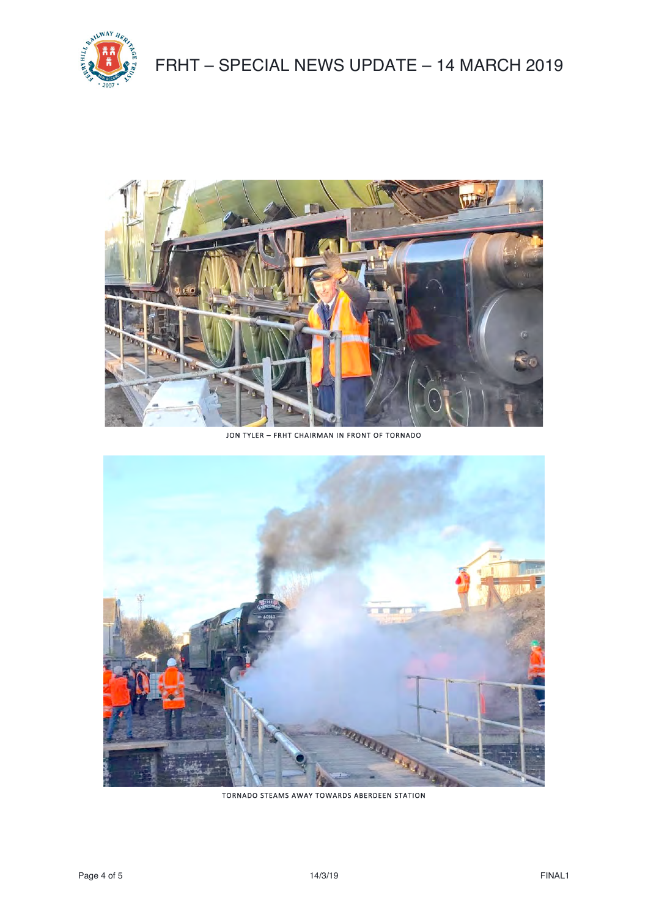JON TYLER – FRHT CHAIRMAN IN FRONT OF TORNADO

TORNADO STEAMS AWAY TOWARDS ABERDEEN STATION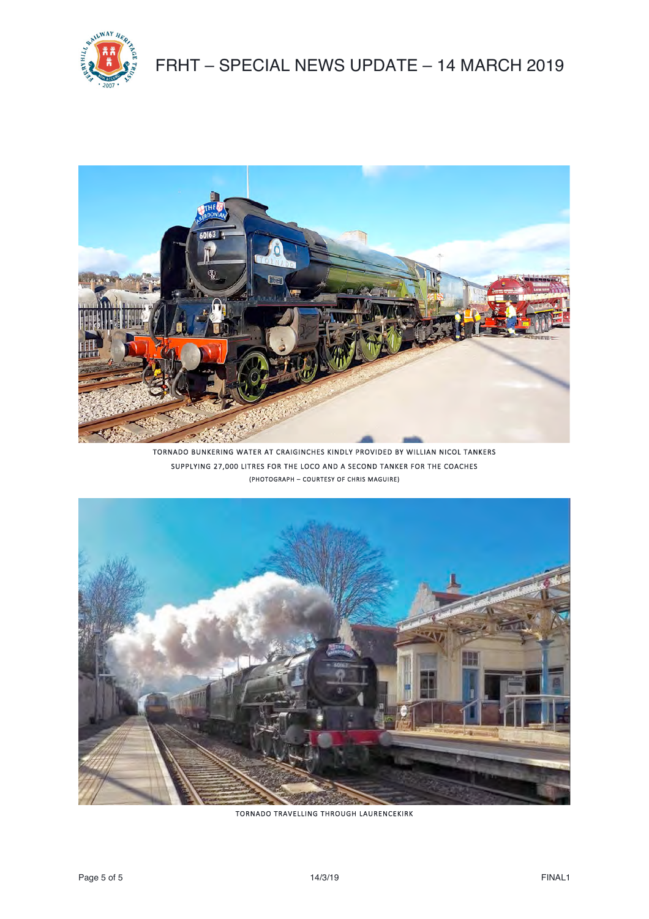TORNADO BUNKERING WATER AT CRAIGINCHES KINDLY PROVIDED BY WILLIAN NICOL TANKERS SUPPLYING 27,000 LITRES FOR THE LOCO AND A SECOND TANKER FOR THE COACHES

(PHOTOGRAPH – COURTESY OF CHRIS MAGUIRE)

TORNADO TRAVELLING THROUGH LAURENCEKIRK